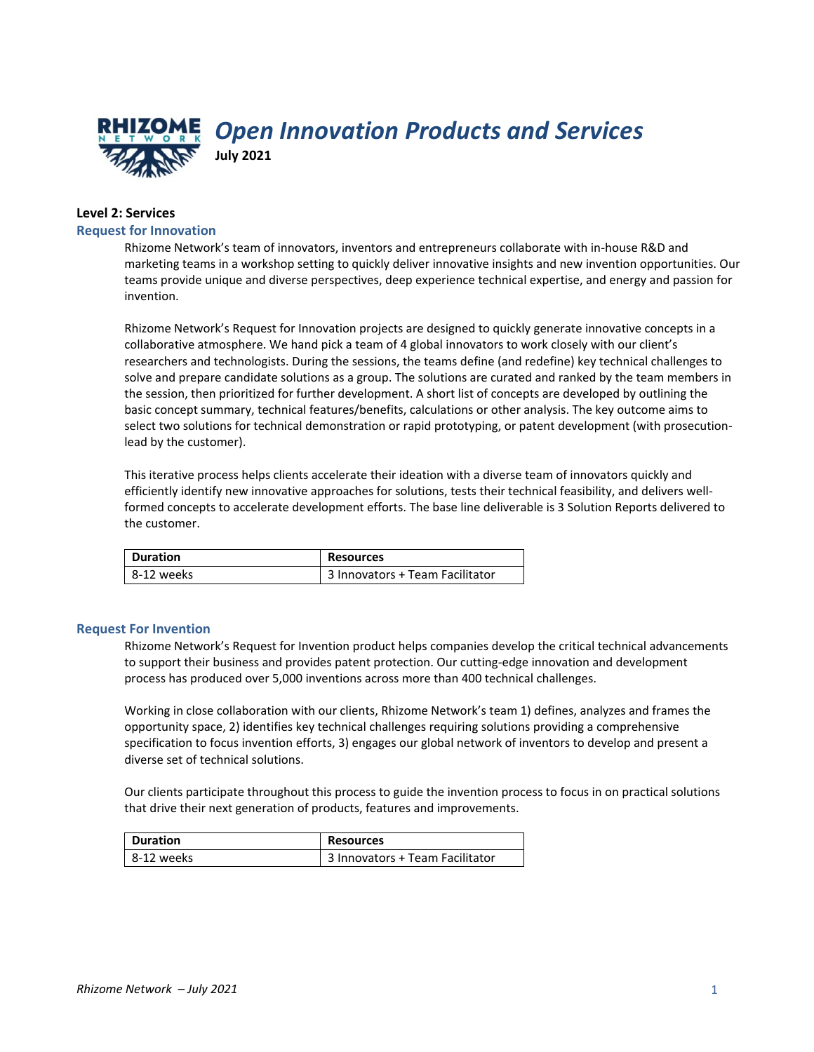# Open Innovation Products and Services

**July 2021**

### Level 2: Services

## Request for Innovation

Rhizome Network's team of innovators, inventors and entrepreneurs collaborate with in-house R&D and marketing teams in a workshop setting to quickly deliver innovative insights and new invention opportunities. Our teams provide unique and diverse perspectives, deep experience technical expertise, and energy and passion for invention.

Rhizome Network's Request for Innovation projects are designed to quickly generate innovative concepts in a collaborative atmosphere. We hand pick a team of 4 global innovators to work closely with our client's researchers and technologists. During the sessions, the teams define (and redefine) key technical challenges to solve and prepare candidate solutions as a group. The solutions are curated and ranked by the team members in the session, then prioritized for further development. A short list of concepts are developed by outlining the basic concept summary, technical features/benefits, calculations or other analysis. The key outcome aims to select two solutions for technical demonstration or rapid prototyping, or patent development (with prosecution-lead by the customer).

This iterative process helps clients accelerate their ideation with a diverse team of innovators quickly and efficiently identify new innovative approaches for solutions, tests their technical feasibility, and delivers well-formed concepts to accelerate development efforts. The base line deliverable is 3 Solution Reports delivered to the customer.

| Duration | Resources |
|---|---|
| 8-12 weeks | 3 Innovators + Team Facilitator |

## Request For Invention

Rhizome Network's Request for Invention product helps companies develop the critical technical advancements to support their business and provides patent protection. Our cutting-edge innovation and development process has produced over 5,000 inventions across more than 400 technical challenges.

Working in close collaboration with our clients, Rhizome Network's team 1) defines, analyzes and frames the opportunity space, 2) identifies key technical challenges requiring solutions providing a comprehensive specification to focus invention efforts, 3) engages our global network of inventors to develop and present a diverse set of technical solutions.

Our clients participate throughout this process to guide the invention process to focus in on practical solutions that drive their next generation of products, features and improvements.

| Duration | Resources |
|---|---|
| 8-12 weeks | 3 Innovators + Team Facilitator |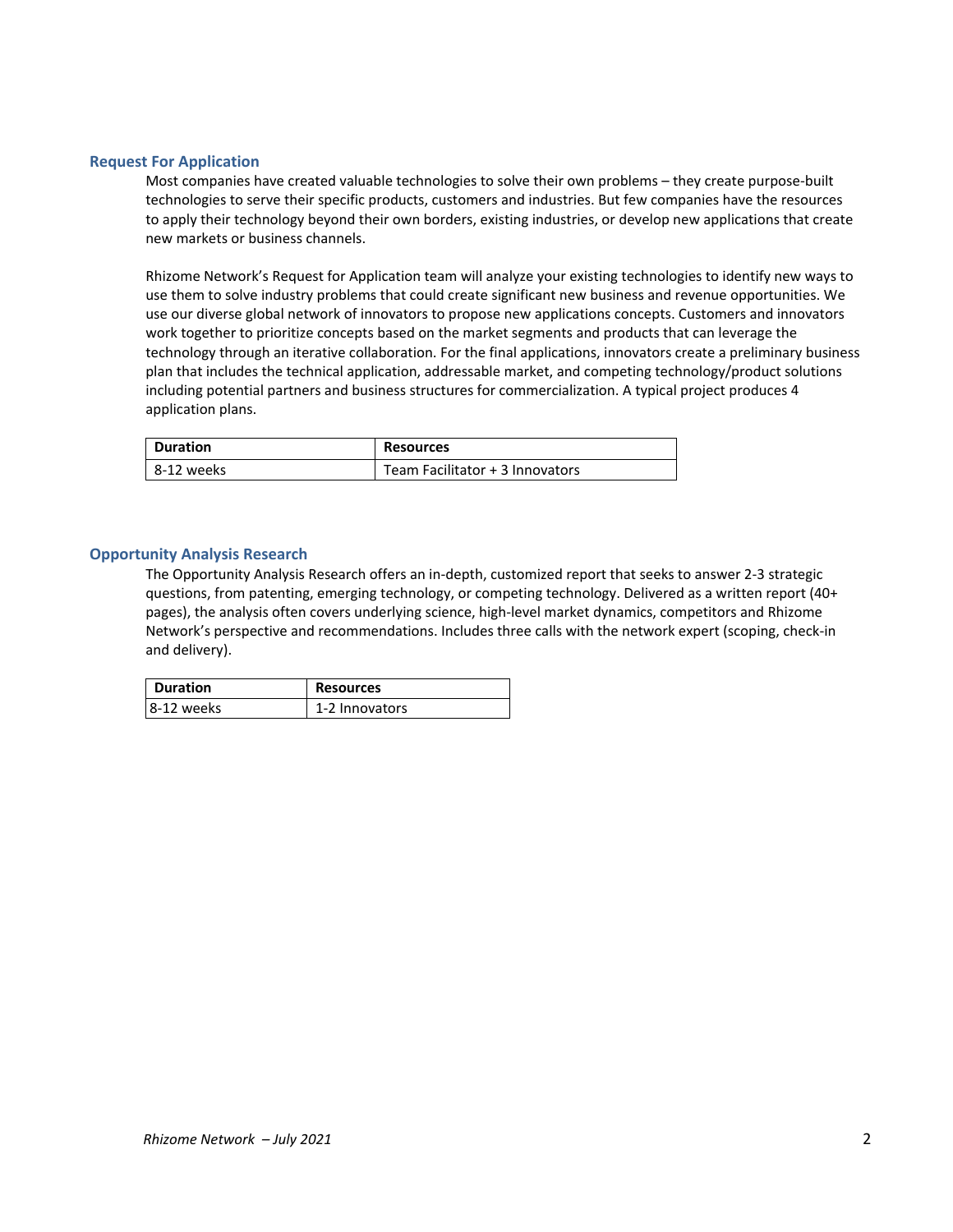## Request For Application

Most companies have created valuable technologies to solve their own problems – they create purpose-built technologies to serve their specific products, customers and industries. But few companies have the resources to apply their technology beyond their own borders, existing industries, or develop new applications that create new markets or business channels.

Rhizome Network's Request for Application team will analyze your existing technologies to identify new ways to use them to solve industry problems that could create significant new business and revenue opportunities. We use our diverse global network of innovators to propose new applications concepts. Customers and innovators work together to prioritize concepts based on the market segments and products that can leverage the technology through an iterative collaboration. For the final applications, innovators create a preliminary business plan that includes the technical application, addressable market, and competing technology/product solutions including potential partners and business structures for commercialization. A typical project produces 4 application plans.

| Duration | Resources |
| --- | --- |
| 8-12 weeks | Team Facilitator + 3 Innovators |

## Opportunity Analysis Research

The Opportunity Analysis Research offers an in-depth, customized report that seeks to answer 2-3 strategic questions, from patenting, emerging technology, or competing technology. Delivered as a written report (40+ pages), the analysis often covers underlying science, high-level market dynamics, competitors and Rhizome Network's perspective and recommendations. Includes three calls with the network expert (scoping, check-in and delivery).

| Duration | Resources |
| --- | --- |
| 8-12 weeks | 1-2 Innovators |